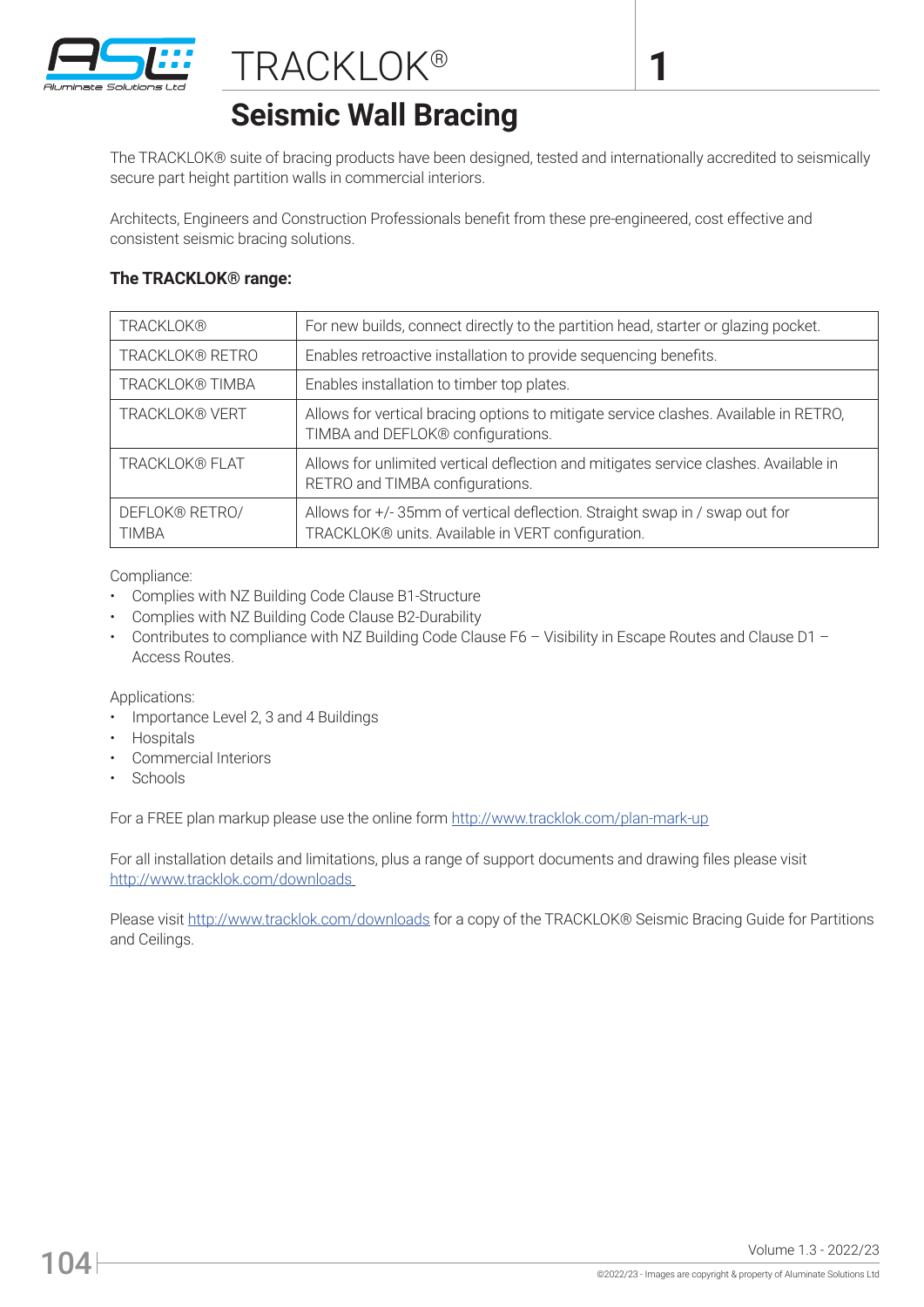# TRACKLOK®

## Seismic Wall Bracing

The TRACKLOK® suite of bracing products have been designed, tested and internationally accredited to seismically secure part height partition walls in commercial interiors.

Architects, Engineers and Construction Professionals benefit from these pre-engineered, cost effective and consistent seismic bracing solutions.

**The TRACKLOK® range:**

| | |
|---|---|
| TRACKLOK® | For new builds, connect directly to the partition head, starter or glazing pocket. |
| TRACKLOK® RETRO | Enables retroactive installation to provide sequencing benefits. |
| TRACKLOK® TIMBA | Enables installation to timber top plates. |
| TRACKLOK® VERT | Allows for vertical bracing options to mitigate service clashes. Available in RETRO, TIMBA and DEFLOK® configurations. |
| TRACKLOK® FLAT | Allows for unlimited vertical deflection and mitigates service clashes. Available in RETRO and TIMBA configurations. |
| DEFLOK® RETRO/ TIMBA | Allows for +/- 35mm of vertical deflection. Straight swap in / swap out for TRACKLOK® units. Available in VERT configuration. |

Compliance:

- Complies with NZ Building Code Clause B1-Structure
- Complies with NZ Building Code Clause B2-Durability
- Contributes to compliance with NZ Building Code Clause F6 – Visibility in Escape Routes and Clause D1 – Access Routes.

Applications:

- Importance Level 2, 3 and 4 Buildings
- Hospitals
- Commercial Interiors
- Schools

For a FREE plan markup please use the online form http://www.tracklok.com/plan-mark-up

For all installation details and limitations, plus a range of support documents and drawing files please visit http://www.tracklok.com/downloads

Please visit http://www.tracklok.com/downloads for a copy of the TRACKLOK® Seismic Bracing Guide for Partitions and Ceilings.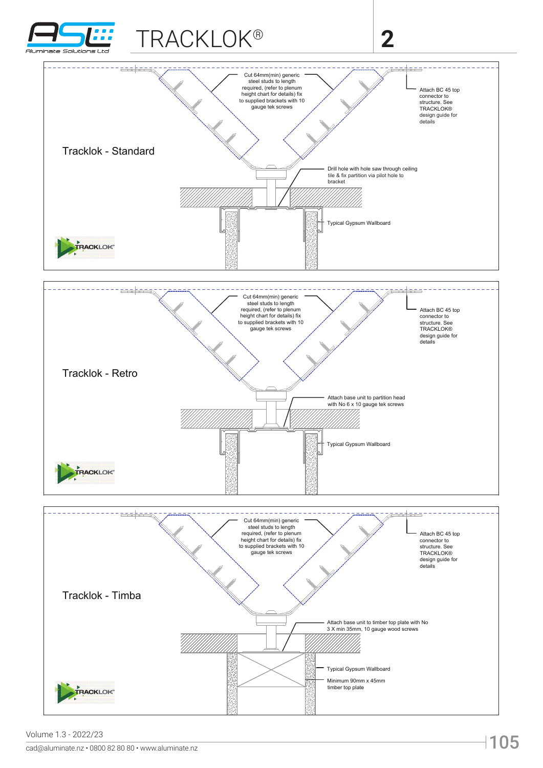# TRACKLOK®

## Tracklok - Standard

Cut 64mm(min) generic steel studs to length required, (refer to plenum height chart for details) fix to supplied brackets with 10 gauge tek screws

Attach BC 45 top connector to structure. See TRACKLOK® design guide for details

Drill hole with hole saw through ceiling tile & fix partition via pilot hole to bracket

Typical Gypsum Wallboard

## Tracklok - Retro

Cut 64mm(min) generic steel studs to length required, (refer to plenum height chart for details) fix to supplied brackets with 10 gauge tek screws

Attach BC 45 top connector to structure. See TRACKLOK® design guide for details

Attach base unit to partition head with No 6 x 10 gauge tek screws

Typical Gypsum Wallboard

## Tracklok - Timba

Cut 64mm(min) generic steel studs to length required, (refer to plenum height chart for details) fix to supplied brackets with 10 gauge tek screws

Attach BC 45 top connector to structure. See TRACKLOK® design guide for details

Attach base unit to timber top plate with No 3 X min 35mm, 10 gauge wood screws

Typical Gypsum Wallboard

Minimum 90mm x 45mm timber top plate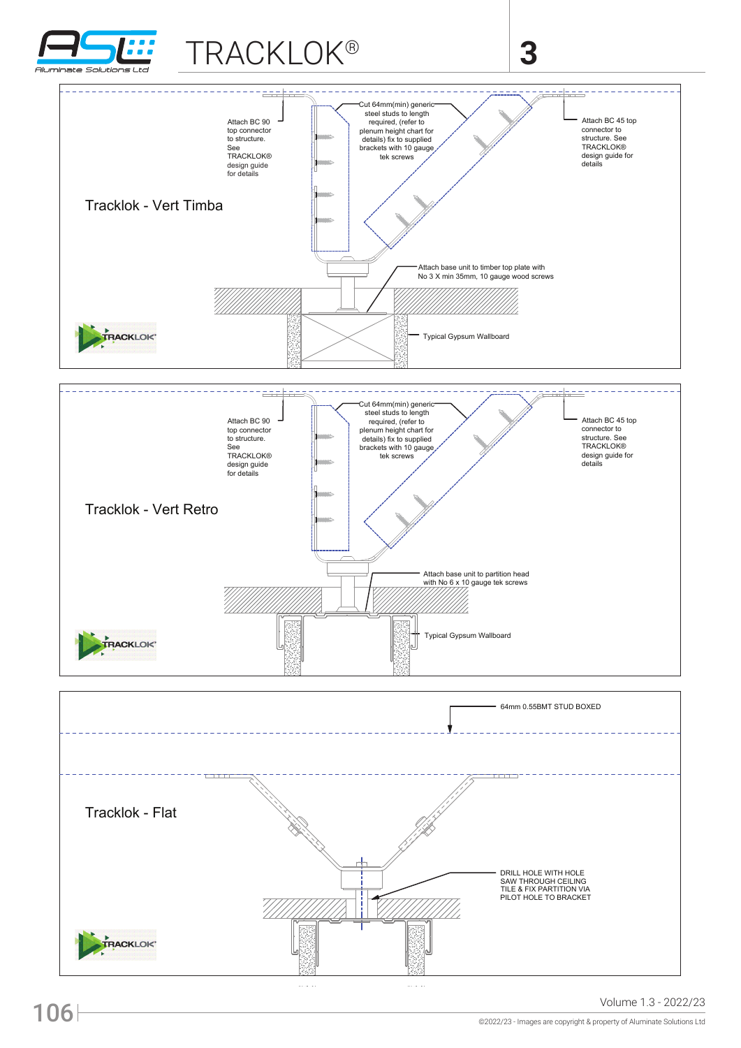# TRACKLOK®

## Tracklok - Vert Timba

Attach BC 90 top connector to structure. See TRACKLOK® design guide for details

Cut 64mm(min) generic steel studs to length required, (refer to plenum height chart for details) fix to supplied brackets with 10 gauge tek screws

Attach BC 45 top connector to structure. See TRACKLOK® design guide for details

Attach base unit to timber top plate with No 3 X min 35mm, 10 gauge wood screws

Typical Gypsum Wallboard

## Tracklok - Vert Retro

Attach BC 90 top connector to structure. See TRACKLOK® design guide for details

Cut 64mm(min) generic steel studs to length required, (refer to plenum height chart for details) fix to supplied brackets with 10 gauge tek screws

Attach BC 45 top connector to structure. See TRACKLOK® design guide for details

Attach base unit to partition head with No 6 x 10 gauge tek screws

Typical Gypsum Wallboard

## Tracklok - Flat

64mm 0.55BMT STUD BOXED

DRILL HOLE WITH HOLE SAW THROUGH CEILING TILE & FIX PARTITION VIA PILOT HOLE TO BRACKET

Volume 1.3 - 2022/23

©2022/23 - Images are copyright & property of Aluminate Solutions Ltd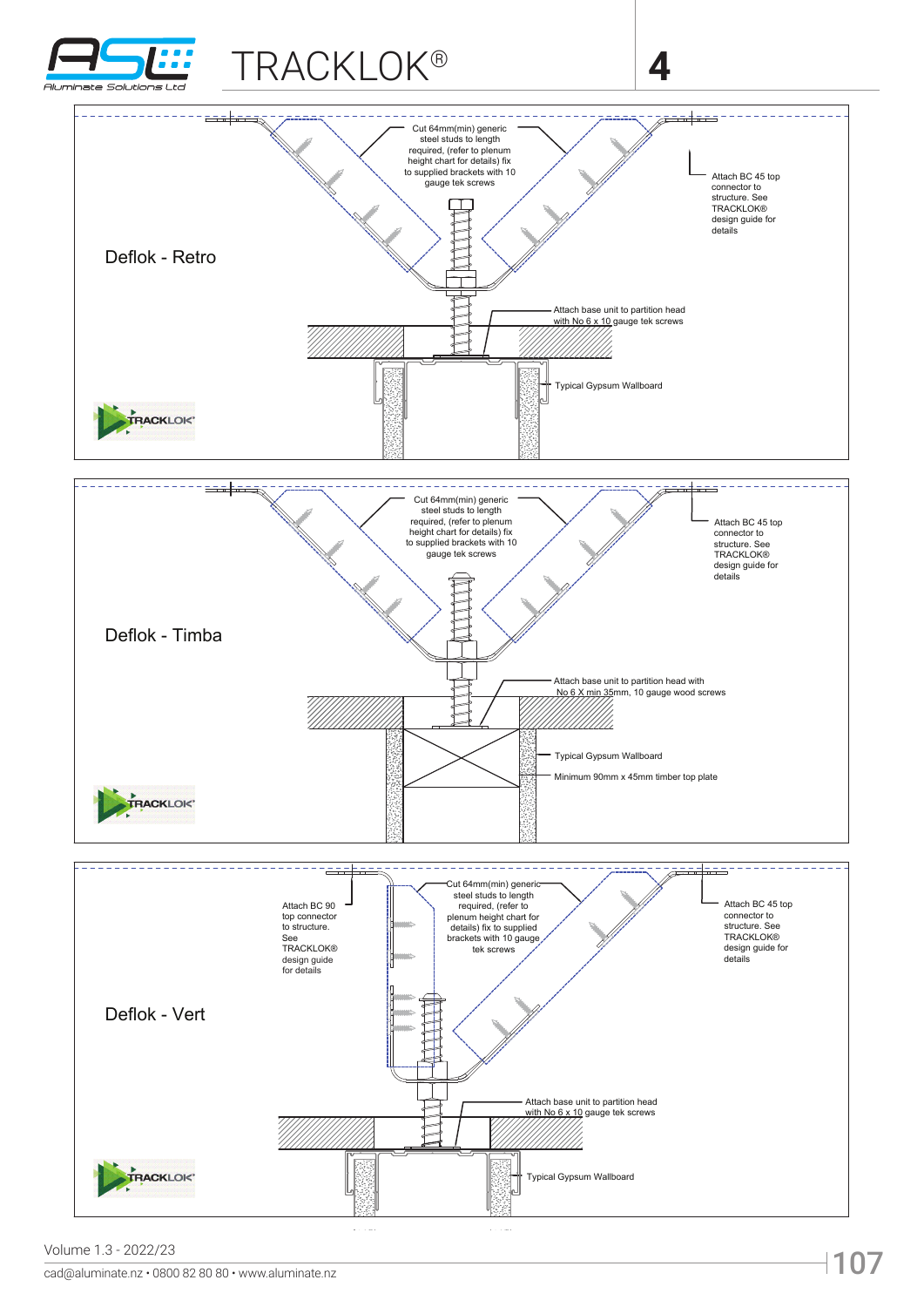# TRACKLOK®

## Deflok - Retro

Cut 64mm(min) generic steel studs to length required, (refer to plenum height chart for details) fix to supplied brackets with 10 gauge tek screws

Attach BC 45 top connector to structure. See TRACKLOK® design guide for details

Attach base unit to partition head with No 6 x 10 gauge tek screws

Typical Gypsum Wallboard

TRACKLOK®

## Deflok - Timba

Cut 64mm(min) generic steel studs to length required, (refer to plenum height chart for details) fix to supplied brackets with 10 gauge tek screws

Attach BC 45 top connector to structure. See TRACKLOK® design guide for details

Attach base unit to partition head with No 6 X min 35mm, 10 gauge wood screws

Typical Gypsum Wallboard

Minimum 90mm x 45mm timber top plate

TRACKLOK®

## Deflok - Vert

Attach BC 90 top connector to structure. See TRACKLOK® design guide for details

Cut 64mm(min) generic steel studs to length required, (refer to plenum height chart for details) fix to supplied brackets with 10 gauge tek screws

Attach BC 45 top connector to structure. See TRACKLOK® design guide for details

Attach base unit to partition head with No 6 x 10 gauge tek screws

Typical Gypsum Wallboard

TRACKLOK®